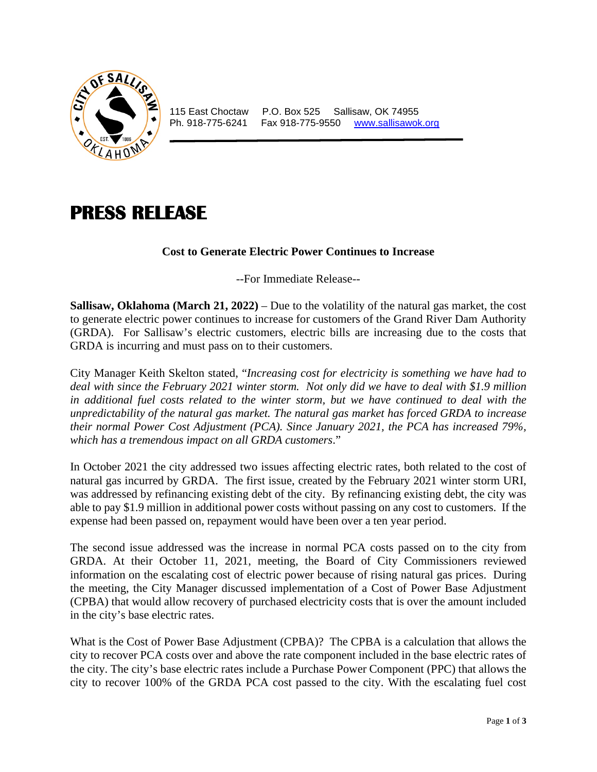115 East Choctaw    P.O. Box 525    Sallisaw, OK 74955
Ph. 918-775-6241    Fax 918-775-9550    www.sallisawok.org

# PRESS RELEASE

**Cost to Generate Electric Power Continues to Increase**

--For Immediate Release--

**Sallisaw, Oklahoma (March 21, 2022)** – Due to the volatility of the natural gas market, the cost to generate electric power continues to increase for customers of the Grand River Dam Authority (GRDA). For Sallisaw's electric customers, electric bills are increasing due to the costs that GRDA is incurring and must pass on to their customers.

City Manager Keith Skelton stated, "*Increasing cost for electricity is something we have had to deal with since the February 2021 winter storm. Not only did we have to deal with $1.9 million in additional fuel costs related to the winter storm, but we have continued to deal with the unpredictability of the natural gas market. The natural gas market has forced GRDA to increase their normal Power Cost Adjustment (PCA). Since January 2021, the PCA has increased 79%, which has a tremendous impact on all GRDA customers*."

In October 2021 the city addressed two issues affecting electric rates, both related to the cost of natural gas incurred by GRDA. The first issue, created by the February 2021 winter storm URI, was addressed by refinancing existing debt of the city. By refinancing existing debt, the city was able to pay $1.9 million in additional power costs without passing on any cost to customers. If the expense had been passed on, repayment would have been over a ten year period.

The second issue addressed was the increase in normal PCA costs passed on to the city from GRDA. At their October 11, 2021, meeting, the Board of City Commissioners reviewed information on the escalating cost of electric power because of rising natural gas prices. During the meeting, the City Manager discussed implementation of a Cost of Power Base Adjustment (CPBA) that would allow recovery of purchased electricity costs that is over the amount included in the city's base electric rates.

What is the Cost of Power Base Adjustment (CPBA)? The CPBA is a calculation that allows the city to recover PCA costs over and above the rate component included in the base electric rates of the city. The city's base electric rates include a Purchase Power Component (PPC) that allows the city to recover 100% of the GRDA PCA cost passed to the city. With the escalating fuel cost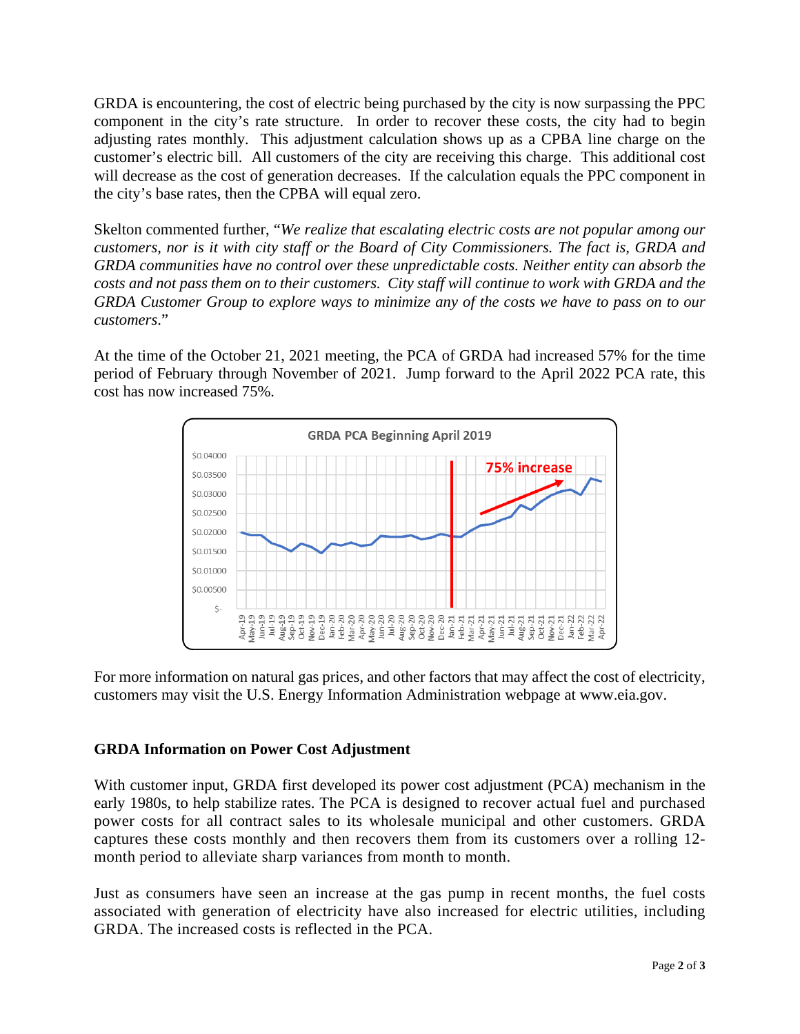GRDA is encountering, the cost of electric being purchased by the city is now surpassing the PPC component in the city's rate structure. In order to recover these costs, the city had to begin adjusting rates monthly. This adjustment calculation shows up as a CPBA line charge on the customer's electric bill. All customers of the city are receiving this charge. This additional cost will decrease as the cost of generation decreases. If the calculation equals the PPC component in the city's base rates, then the CPBA will equal zero.

Skelton commented further, "*We realize that escalating electric costs are not popular among our customers, nor is it with city staff or the Board of City Commissioners. The fact is, GRDA and GRDA communities have no control over these unpredictable costs. Neither entity can absorb the costs and not pass them on to their customers. City staff will continue to work with GRDA and the GRDA Customer Group to explore ways to minimize any of the costs we have to pass on to our customers.*"

At the time of the October 21, 2021 meeting, the PCA of GRDA had increased 57% for the time period of February through November of 2021. Jump forward to the April 2022 PCA rate, this cost has now increased 75%.

For more information on natural gas prices, and other factors that may affect the cost of electricity, customers may visit the U.S. Energy Information Administration webpage at www.eia.gov.

## GRDA Information on Power Cost Adjustment

With customer input, GRDA first developed its power cost adjustment (PCA) mechanism in the early 1980s, to help stabilize rates. The PCA is designed to recover actual fuel and purchased power costs for all contract sales to its wholesale municipal and other customers. GRDA captures these costs monthly and then recovers them from its customers over a rolling 12-month period to alleviate sharp variances from month to month.

Just as consumers have seen an increase at the gas pump in recent months, the fuel costs associated with generation of electricity have also increased for electric utilities, including GRDA. The increased costs is reflected in the PCA.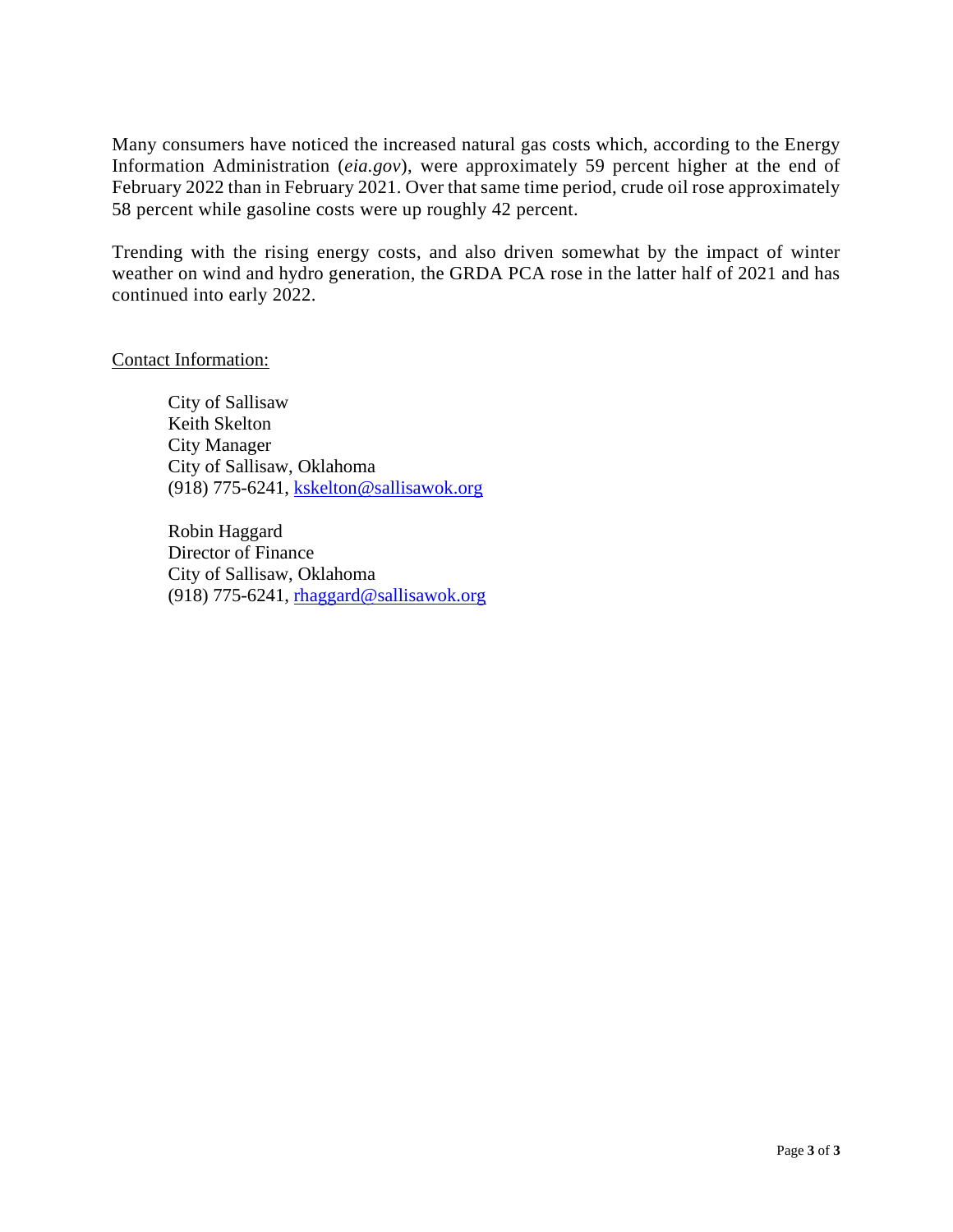Many consumers have noticed the increased natural gas costs which, according to the Energy Information Administration (*eia.gov*), were approximately 59 percent higher at the end of February 2022 than in February 2021. Over that same time period, crude oil rose approximately 58 percent while gasoline costs were up roughly 42 percent.

Trending with the rising energy costs, and also driven somewhat by the impact of winter weather on wind and hydro generation, the GRDA PCA rose in the latter half of 2021 and has continued into early 2022.

<u>Contact Information:</u>

City of Sallisaw
Keith Skelton
City Manager
City of Sallisaw, Oklahoma
(918) 775-6241, kskelton@sallisawok.org

Robin Haggard
Director of Finance
City of Sallisaw, Oklahoma
(918) 775-6241, rhaggard@sallisawok.org